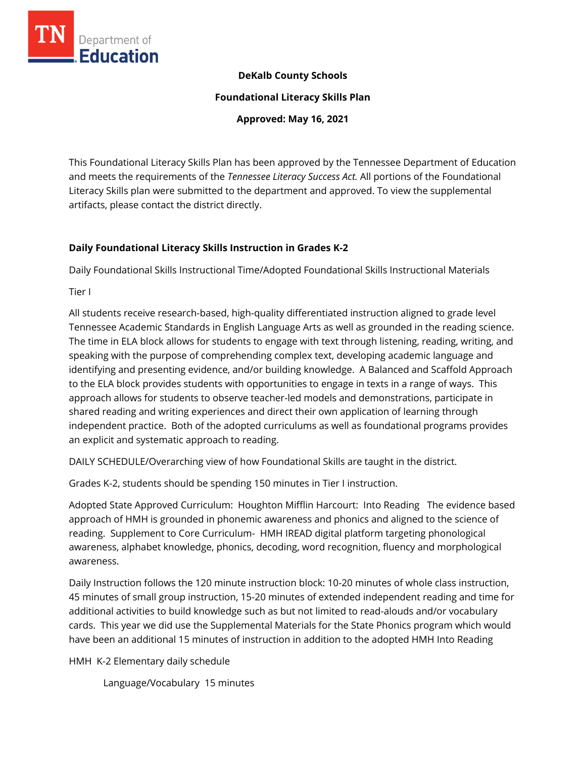**DeKalb County Schools**

**Foundational Literacy Skills Plan**

**Approved: May 16, 2021**

This Foundational Literacy Skills Plan has been approved by the Tennessee Department of Education and meets the requirements of the *Tennessee Literacy Success Act.* All portions of the Foundational Literacy Skills plan were submitted to the department and approved. To view the supplemental artifacts, please contact the district directly.

## Daily Foundational Literacy Skills Instruction in Grades K-2

Daily Foundational Skills Instructional Time/Adopted Foundational Skills Instructional Materials

Tier I

All students receive research-based, high-quality differentiated instruction aligned to grade level Tennessee Academic Standards in English Language Arts as well as grounded in the reading science. The time in ELA block allows for students to engage with text through listening, reading, writing, and speaking with the purpose of comprehending complex text, developing academic language and identifying and presenting evidence, and/or building knowledge. A Balanced and Scaffold Approach to the ELA block provides students with opportunities to engage in texts in a range of ways. This approach allows for students to observe teacher-led models and demonstrations, participate in shared reading and writing experiences and direct their own application of learning through independent practice. Both of the adopted curriculums as well as foundational programs provides an explicit and systematic approach to reading.

DAILY SCHEDULE/Overarching view of how Foundational Skills are taught in the district.

Grades K-2, students should be spending 150 minutes in Tier I instruction.

Adopted State Approved Curriculum: Houghton Mifflin Harcourt: Into Reading The evidence based approach of HMH is grounded in phonemic awareness and phonics and aligned to the science of reading. Supplement to Core Curriculum- HMH IREAD digital platform targeting phonological awareness, alphabet knowledge, phonics, decoding, word recognition, fluency and morphological awareness.

Daily Instruction follows the 120 minute instruction block: 10-20 minutes of whole class instruction, 45 minutes of small group instruction, 15-20 minutes of extended independent reading and time for additional activities to build knowledge such as but not limited to read-alouds and/or vocabulary cards. This year we did use the Supplemental Materials for the State Phonics program which would have been an additional 15 minutes of instruction in addition to the adopted HMH Into Reading

HMH K-2 Elementary daily schedule

Language/Vocabulary 15 minutes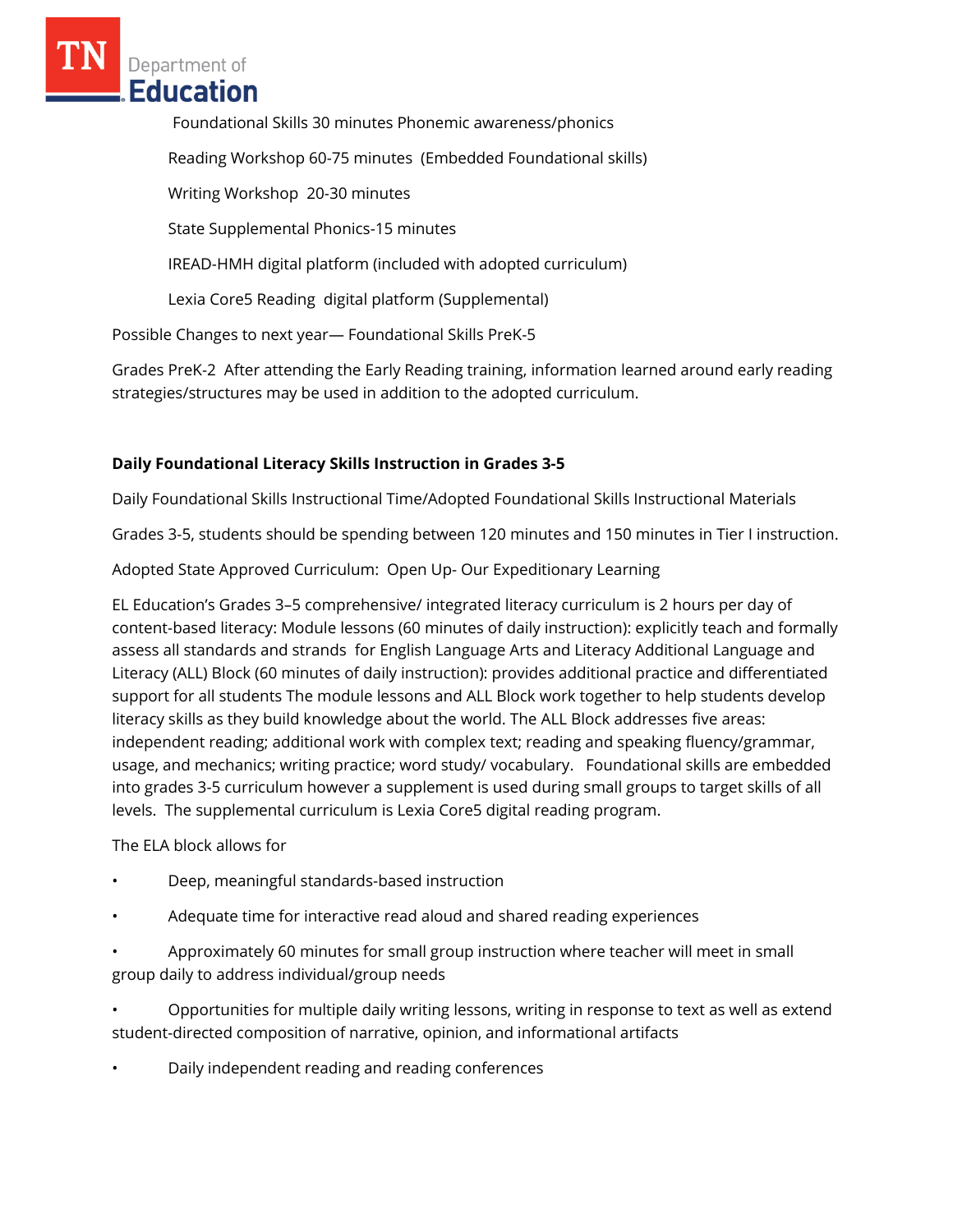Foundational Skills 30 minutes Phonemic awareness/phonics

Reading Workshop 60-75 minutes (Embedded Foundational skills)

Writing Workshop 20-30 minutes

State Supplemental Phonics-15 minutes

IREAD-HMH digital platform (included with adopted curriculum)

Lexia Core5 Reading digital platform (Supplemental)

Possible Changes to next year— Foundational Skills PreK-5

Grades PreK-2 After attending the Early Reading training, information learned around early reading strategies/structures may be used in addition to the adopted curriculum.

**Daily Foundational Literacy Skills Instruction in Grades 3-5**

Daily Foundational Skills Instructional Time/Adopted Foundational Skills Instructional Materials

Grades 3-5, students should be spending between 120 minutes and 150 minutes in Tier I instruction.

Adopted State Approved Curriculum: Open Up- Our Expeditionary Learning

EL Education's Grades 3–5 comprehensive/ integrated literacy curriculum is 2 hours per day of content-based literacy: Module lessons (60 minutes of daily instruction): explicitly teach and formally assess all standards and strands for English Language Arts and Literacy Additional Language and Literacy (ALL) Block (60 minutes of daily instruction): provides additional practice and differentiated support for all students The module lessons and ALL Block work together to help students develop literacy skills as they build knowledge about the world. The ALL Block addresses five areas: independent reading; additional work with complex text; reading and speaking fluency/grammar, usage, and mechanics; writing practice; word study/ vocabulary. Foundational skills are embedded into grades 3-5 curriculum however a supplement is used during small groups to target skills of all levels. The supplemental curriculum is Lexia Core5 digital reading program.

The ELA block allows for

- Deep, meaningful standards-based instruction
- Adequate time for interactive read aloud and shared reading experiences
- Approximately 60 minutes for small group instruction where teacher will meet in small group daily to address individual/group needs
- Opportunities for multiple daily writing lessons, writing in response to text as well as extend student-directed composition of narrative, opinion, and informational artifacts
- Daily independent reading and reading conferences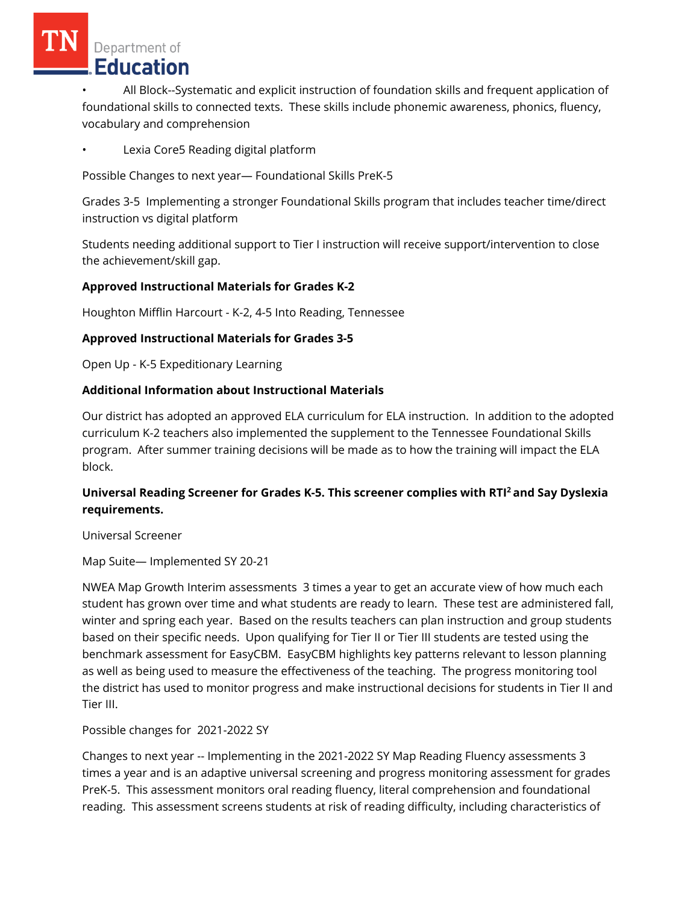- All Block--Systematic and explicit instruction of foundation skills and frequent application of foundational skills to connected texts. These skills include phonemic awareness, phonics, fluency, vocabulary and comprehension

- Lexia Core5 Reading digital platform

Possible Changes to next year— Foundational Skills PreK-5

Grades 3-5 Implementing a stronger Foundational Skills program that includes teacher time/direct instruction vs digital platform

Students needing additional support to Tier I instruction will receive support/intervention to close the achievement/skill gap.

**Approved Instructional Materials for Grades K-2**

Houghton Mifflin Harcourt - K-2, 4-5 Into Reading, Tennessee

**Approved Instructional Materials for Grades 3-5**

Open Up - K-5 Expeditionary Learning

**Additional Information about Instructional Materials**

Our district has adopted an approved ELA curriculum for ELA instruction. In addition to the adopted curriculum K-2 teachers also implemented the supplement to the Tennessee Foundational Skills program. After summer training decisions will be made as to how the training will impact the ELA block.

**Universal Reading Screener for Grades K-5. This screener complies with RTI$^2$ and Say Dyslexia requirements.**

Universal Screener

Map Suite— Implemented SY 20-21

NWEA Map Growth Interim assessments 3 times a year to get an accurate view of how much each student has grown over time and what students are ready to learn. These test are administered fall, winter and spring each year. Based on the results teachers can plan instruction and group students based on their specific needs. Upon qualifying for Tier II or Tier III students are tested using the benchmark assessment for EasyCBM. EasyCBM highlights key patterns relevant to lesson planning as well as being used to measure the effectiveness of the teaching. The progress monitoring tool the district has used to monitor progress and make instructional decisions for students in Tier II and Tier III.

Possible changes for 2021-2022 SY

Changes to next year -- Implementing in the 2021-2022 SY Map Reading Fluency assessments 3 times a year and is an adaptive universal screening and progress monitoring assessment for grades PreK-5. This assessment monitors oral reading fluency, literal comprehension and foundational reading. This assessment screens students at risk of reading difficulty, including characteristics of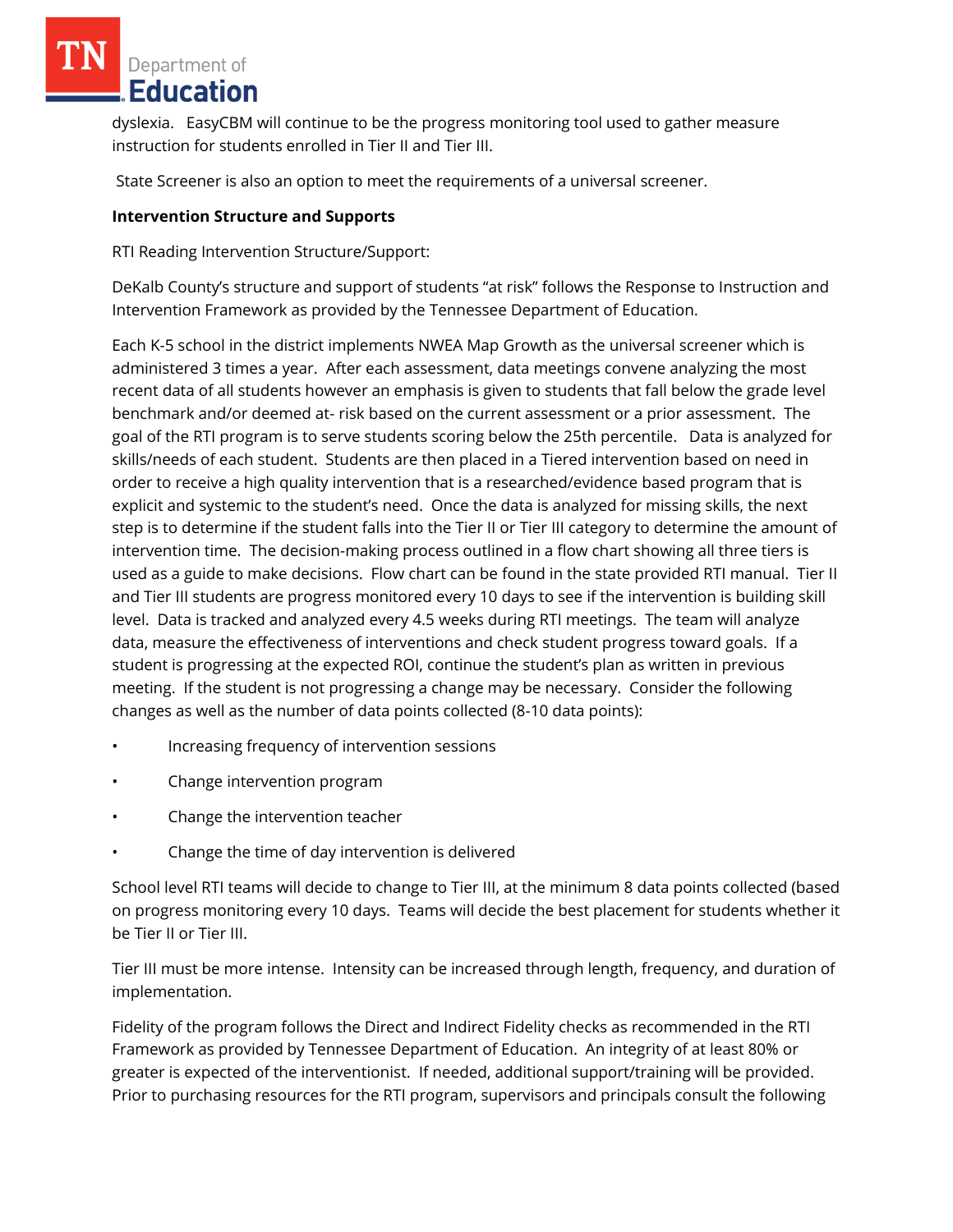dyslexia. EasyCBM will continue to be the progress monitoring tool used to gather measure instruction for students enrolled in Tier II and Tier III.

State Screener is also an option to meet the requirements of a universal screener.

**Intervention Structure and Supports**

RTI Reading Intervention Structure/Support:

DeKalb County's structure and support of students "at risk" follows the Response to Instruction and Intervention Framework as provided by the Tennessee Department of Education.

Each K-5 school in the district implements NWEA Map Growth as the universal screener which is administered 3 times a year. After each assessment, data meetings convene analyzing the most recent data of all students however an emphasis is given to students that fall below the grade level benchmark and/or deemed at- risk based on the current assessment or a prior assessment. The goal of the RTI program is to serve students scoring below the 25th percentile. Data is analyzed for skills/needs of each student. Students are then placed in a Tiered intervention based on need in order to receive a high quality intervention that is a researched/evidence based program that is explicit and systemic to the student's need. Once the data is analyzed for missing skills, the next step is to determine if the student falls into the Tier II or Tier III category to determine the amount of intervention time. The decision-making process outlined in a flow chart showing all three tiers is used as a guide to make decisions. Flow chart can be found in the state provided RTI manual. Tier II and Tier III students are progress monitored every 10 days to see if the intervention is building skill level. Data is tracked and analyzed every 4.5 weeks during RTI meetings. The team will analyze data, measure the effectiveness of interventions and check student progress toward goals. If a student is progressing at the expected ROI, continue the student's plan as written in previous meeting. If the student is not progressing a change may be necessary. Consider the following changes as well as the number of data points collected (8-10 data points):

- Increasing frequency of intervention sessions
- Change intervention program
- Change the intervention teacher
- Change the time of day intervention is delivered

School level RTI teams will decide to change to Tier III, at the minimum 8 data points collected (based on progress monitoring every 10 days. Teams will decide the best placement for students whether it be Tier II or Tier III.

Tier III must be more intense. Intensity can be increased through length, frequency, and duration of implementation.

Fidelity of the program follows the Direct and Indirect Fidelity checks as recommended in the RTI Framework as provided by Tennessee Department of Education. An integrity of at least 80% or greater is expected of the interventionist. If needed, additional support/training will be provided. Prior to purchasing resources for the RTI program, supervisors and principals consult the following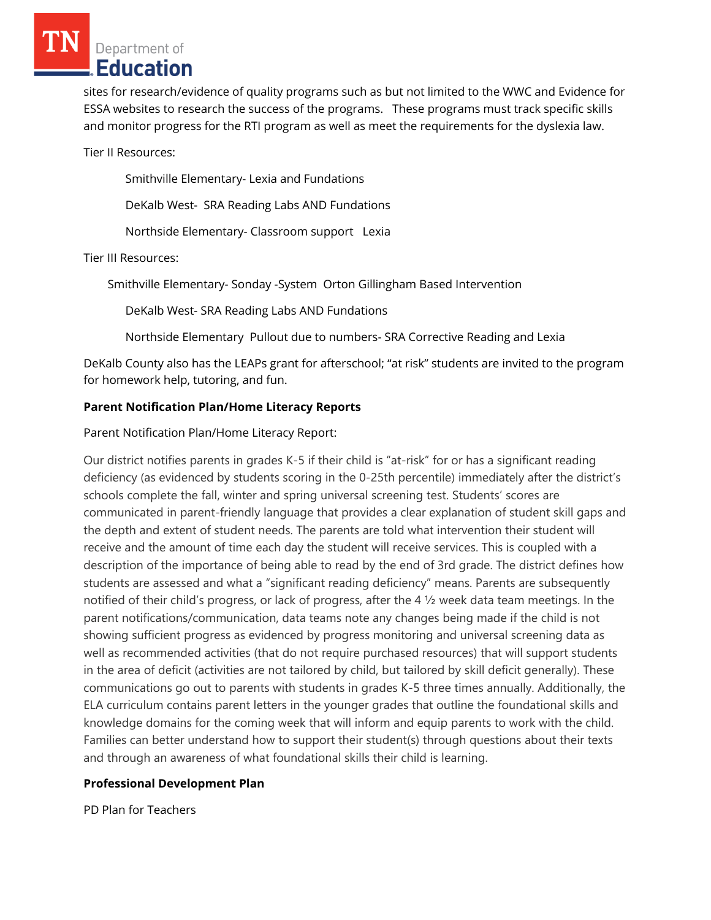sites for research/evidence of quality programs such as but not limited to the WWC and Evidence for ESSA websites to research the success of the programs. These programs must track specific skills and monitor progress for the RTI program as well as meet the requirements for the dyslexia law.

Tier II Resources:

Smithville Elementary- Lexia and Fundations

DeKalb West- SRA Reading Labs AND Fundations

Northside Elementary- Classroom support Lexia

Tier III Resources:

Smithville Elementary- Sonday -System Orton Gillingham Based Intervention

DeKalb West- SRA Reading Labs AND Fundations

Northside Elementary Pullout due to numbers- SRA Corrective Reading and Lexia

DeKalb County also has the LEAPs grant for afterschool; "at risk" students are invited to the program for homework help, tutoring, and fun.

**Parent Notification Plan/Home Literacy Reports**

Parent Notification Plan/Home Literacy Report:

Our district notifies parents in grades K-5 if their child is "at-risk" for or has a significant reading deficiency (as evidenced by students scoring in the 0-25th percentile) immediately after the district's schools complete the fall, winter and spring universal screening test. Students' scores are communicated in parent-friendly language that provides a clear explanation of student skill gaps and the depth and extent of student needs. The parents are told what intervention their student will receive and the amount of time each day the student will receive services. This is coupled with a description of the importance of being able to read by the end of 3rd grade. The district defines how students are assessed and what a "significant reading deficiency" means. Parents are subsequently notified of their child's progress, or lack of progress, after the 4 ½ week data team meetings. In the parent notifications/communication, data teams note any changes being made if the child is not showing sufficient progress as evidenced by progress monitoring and universal screening data as well as recommended activities (that do not require purchased resources) that will support students in the area of deficit (activities are not tailored by child, but tailored by skill deficit generally). These communications go out to parents with students in grades K-5 three times annually. Additionally, the ELA curriculum contains parent letters in the younger grades that outline the foundational skills and knowledge domains for the coming week that will inform and equip parents to work with the child. Families can better understand how to support their student(s) through questions about their texts and through an awareness of what foundational skills their child is learning.

**Professional Development Plan**

PD Plan for Teachers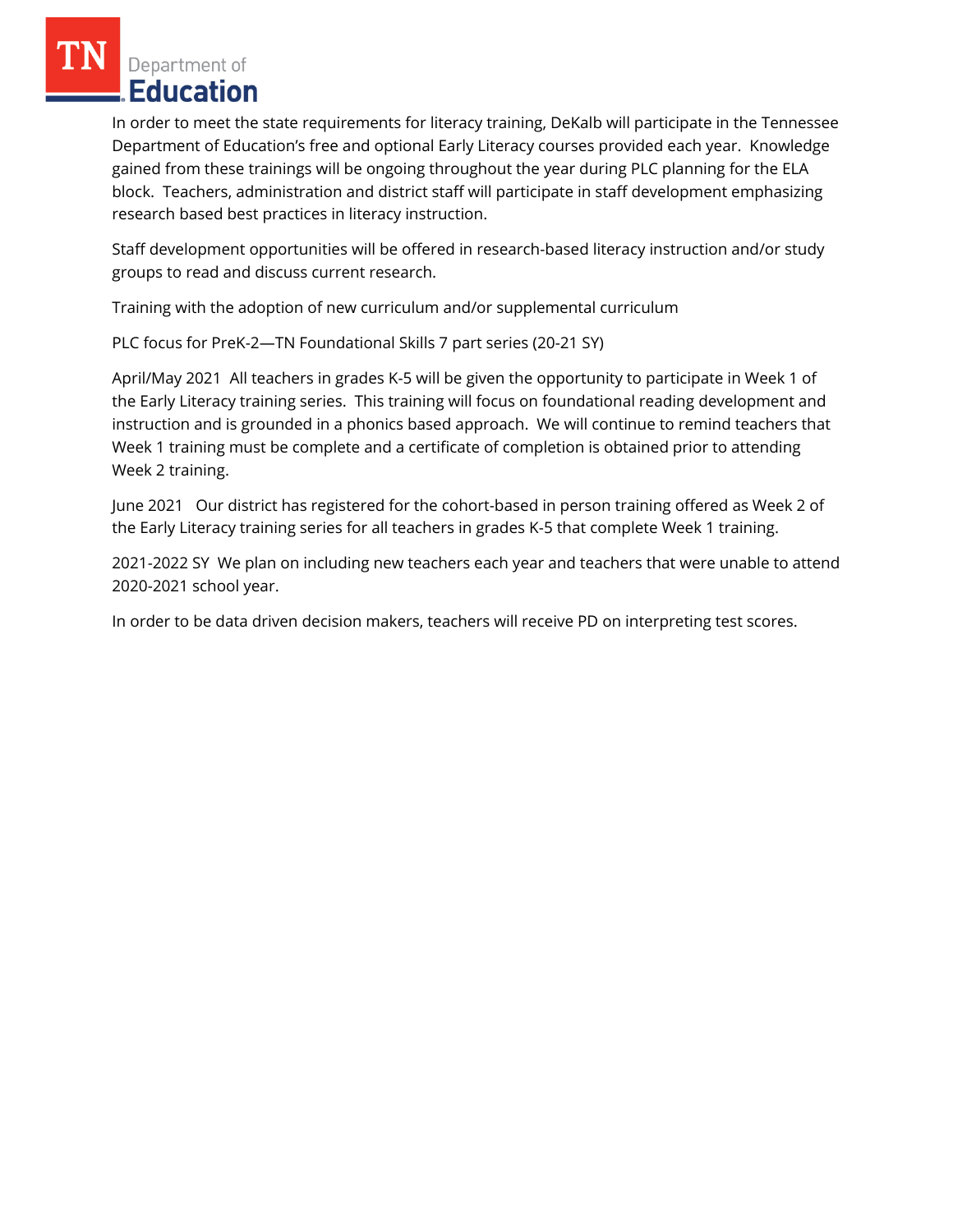In order to meet the state requirements for literacy training, DeKalb will participate in the Tennessee Department of Education's free and optional Early Literacy courses provided each year. Knowledge gained from these trainings will be ongoing throughout the year during PLC planning for the ELA block. Teachers, administration and district staff will participate in staff development emphasizing research based best practices in literacy instruction.

Staff development opportunities will be offered in research-based literacy instruction and/or study groups to read and discuss current research.

Training with the adoption of new curriculum and/or supplemental curriculum

PLC focus for PreK-2—TN Foundational Skills 7 part series (20-21 SY)

April/May 2021 All teachers in grades K-5 will be given the opportunity to participate in Week 1 of the Early Literacy training series. This training will focus on foundational reading development and instruction and is grounded in a phonics based approach. We will continue to remind teachers that Week 1 training must be complete and a certificate of completion is obtained prior to attending Week 2 training.

June 2021 Our district has registered for the cohort-based in person training offered as Week 2 of the Early Literacy training series for all teachers in grades K-5 that complete Week 1 training.

2021-2022 SY We plan on including new teachers each year and teachers that were unable to attend 2020-2021 school year.

In order to be data driven decision makers, teachers will receive PD on interpreting test scores.